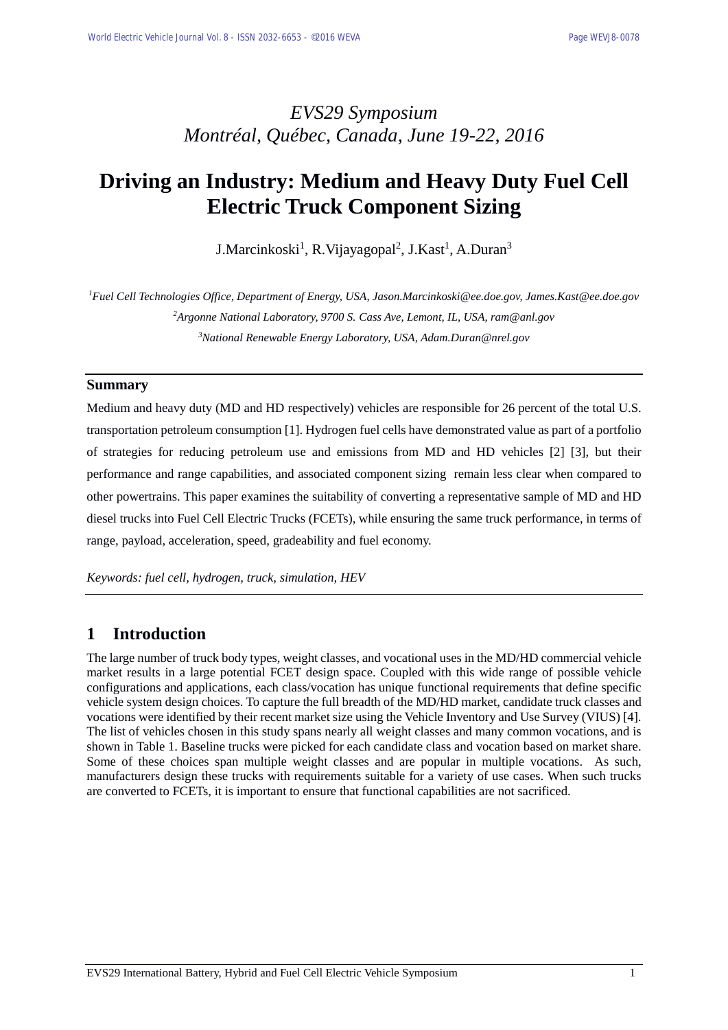*EVS29 Symposium*
*Montréal, Québec, Canada, June 19-22, 2016*

# Driving an Industry: Medium and Heavy Duty Fuel Cell Electric Truck Component Sizing

J.Marcinkoski[1], R.Vijayagopal[2], J.Kast[1], A.Duran[3]

[1] *Fuel Cell Technologies Office, Department of Energy, USA, Jason.Marcinkoski@ee.doe.gov, James.Kast@ee.doe.gov*

[2] *Argonne National Laboratory, 9700 S. Cass Ave, Lemont, IL, USA, ram@anl.gov*

[3] *National Renewable Energy Laboratory, USA, Adam.Duran@nrel.gov*

---

## Summary

Medium and heavy duty (MD and HD respectively) vehicles are responsible for 26 percent of the total U.S. transportation petroleum consumption [1]. Hydrogen fuel cells have demonstrated value as part of a portfolio of strategies for reducing petroleum use and emissions from MD and HD vehicles [2] [3], but their performance and range capabilities, and associated component sizing remain less clear when compared to other powertrains. This paper examines the suitability of converting a representative sample of MD and HD diesel trucks into Fuel Cell Electric Trucks (FCETs), while ensuring the same truck performance, in terms of range, payload, acceleration, speed, gradeability and fuel economy.

*Keywords: fuel cell, hydrogen, truck, simulation, HEV*

---

## 1 Introduction

The large number of truck body types, weight classes, and vocational uses in the MD/HD commercial vehicle market results in a large potential FCET design space. Coupled with this wide range of possible vehicle configurations and applications, each class/vocation has unique functional requirements that define specific vehicle system design choices. To capture the full breadth of the MD/HD market, candidate truck classes and vocations were identified by their recent market size using the Vehicle Inventory and Use Survey (VIUS) [4]. The list of vehicles chosen in this study spans nearly all weight classes and many common vocations, and is shown in Table 1. Baseline trucks were picked for each candidate class and vocation based on market share. Some of these choices span multiple weight classes and are popular in multiple vocations. As such, manufacturers design these trucks with requirements suitable for a variety of use cases. When such trucks are converted to FCETs, it is important to ensure that functional capabilities are not sacrificed.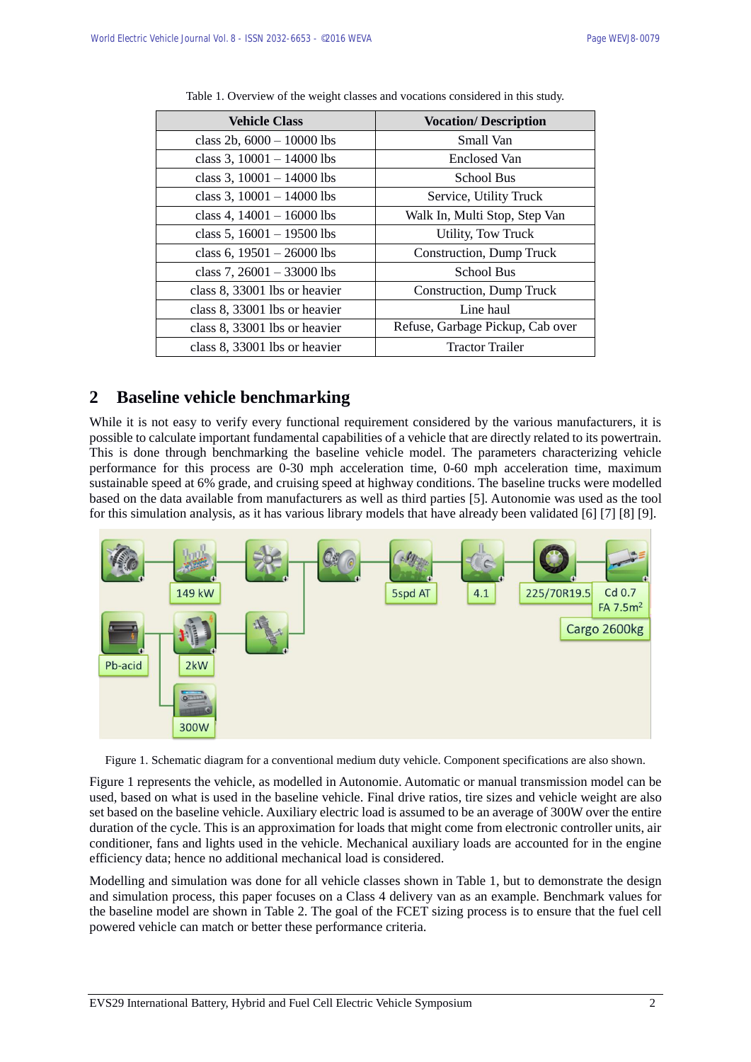Table 1. Overview of the weight classes and vocations considered in this study.

| Vehicle Class | Vocation/ Description |
|---|---|
| class 2b, 6000 – 10000 lbs | Small Van |
| class 3, 10001 – 14000 lbs | Enclosed Van |
| class 3, 10001 – 14000 lbs | School Bus |
| class 3, 10001 – 14000 lbs | Service, Utility Truck |
| class 4, 14001 – 16000 lbs | Walk In, Multi Stop, Step Van |
| class 5, 16001 – 19500 lbs | Utility, Tow Truck |
| class 6, 19501 – 26000 lbs | Construction, Dump Truck |
| class 7, 26001 – 33000 lbs | School Bus |
| class 8, 33001 lbs or heavier | Construction, Dump Truck |
| class 8, 33001 lbs or heavier | Line haul |
| class 8, 33001 lbs or heavier | Refuse, Garbage Pickup, Cab over |
| class 8, 33001 lbs or heavier | Tractor Trailer |

## 2 Baseline vehicle benchmarking

While it is not easy to verify every functional requirement considered by the various manufacturers, it is possible to calculate important fundamental capabilities of a vehicle that are directly related to its powertrain. This is done through benchmarking the baseline vehicle model. The parameters characterizing vehicle performance for this process are 0-30 mph acceleration time, 0-60 mph acceleration time, maximum sustainable speed at 6% grade, and cruising speed at highway conditions. The baseline trucks were modelled based on the data available from manufacturers as well as third parties [5]. Autonomie was used as the tool for this simulation analysis, as it has various library models that have already been validated [6] [7] [8] [9].

Figure 1. Schematic diagram for a conventional medium duty vehicle. Component specifications are also shown.

Figure 1 represents the vehicle, as modelled in Autonomie. Automatic or manual transmission model can be used, based on what is used in the baseline vehicle. Final drive ratios, tire sizes and vehicle weight are also set based on the baseline vehicle. Auxiliary electric load is assumed to be an average of 300W over the entire duration of the cycle. This is an approximation for loads that might come from electronic controller units, air conditioner, fans and lights used in the vehicle. Mechanical auxiliary loads are accounted for in the engine efficiency data; hence no additional mechanical load is considered.

Modelling and simulation was done for all vehicle classes shown in Table 1, but to demonstrate the design and simulation process, this paper focuses on a Class 4 delivery van as an example. Benchmark values for the baseline model are shown in Table 2. The goal of the FCET sizing process is to ensure that the fuel cell powered vehicle can match or better these performance criteria.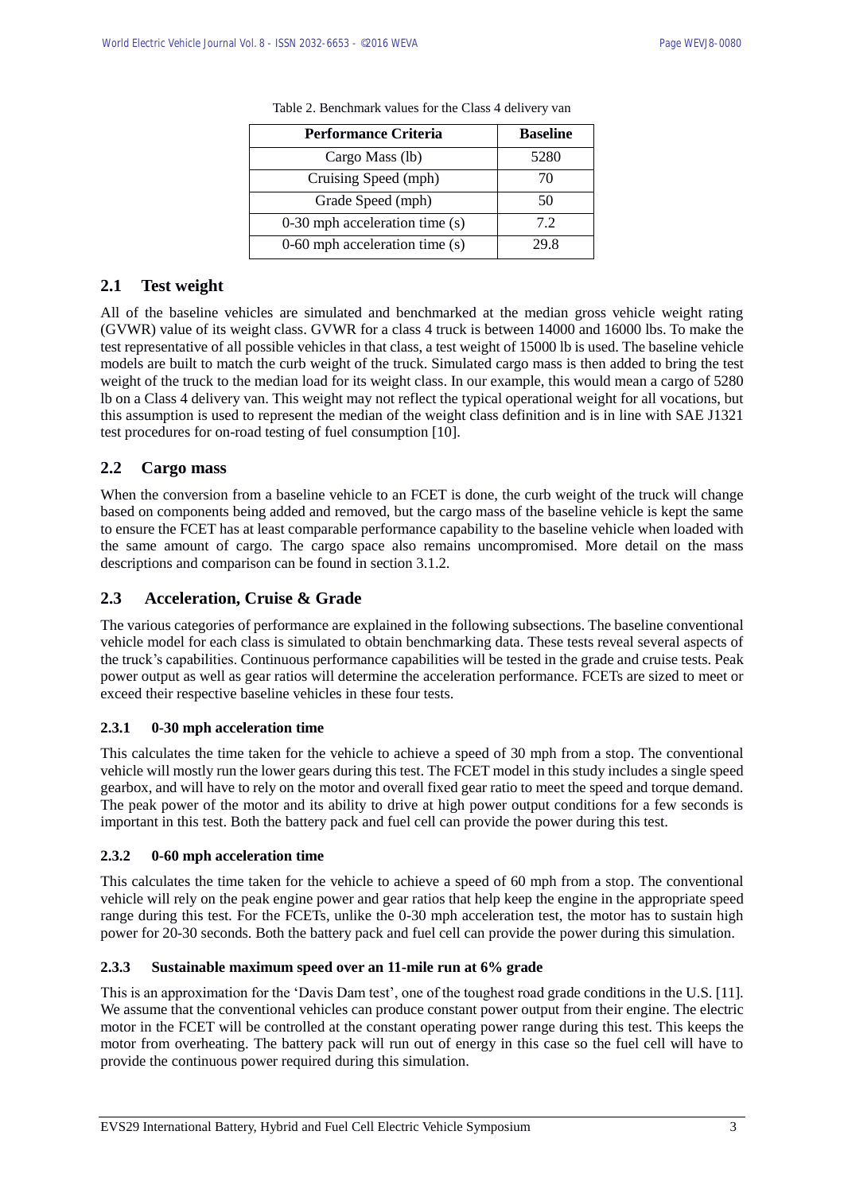Table 2. Benchmark values for the Class 4 delivery van

| Performance Criteria | Baseline |
|---|---|
| Cargo Mass (lb) | 5280 |
| Cruising Speed (mph) | 70 |
| Grade Speed (mph) | 50 |
| 0-30 mph acceleration time (s) | 7.2 |
| 0-60 mph acceleration time (s) | 29.8 |

## 2.1 Test weight

All of the baseline vehicles are simulated and benchmarked at the median gross vehicle weight rating (GVWR) value of its weight class. GVWR for a class 4 truck is between 14000 and 16000 lbs. To make the test representative of all possible vehicles in that class, a test weight of 15000 lb is used. The baseline vehicle models are built to match the curb weight of the truck. Simulated cargo mass is then added to bring the test weight of the truck to the median load for its weight class. In our example, this would mean a cargo of 5280 lb on a Class 4 delivery van. This weight may not reflect the typical operational weight for all vocations, but this assumption is used to represent the median of the weight class definition and is in line with SAE J1321 test procedures for on-road testing of fuel consumption [10].

## 2.2 Cargo mass

When the conversion from a baseline vehicle to an FCET is done, the curb weight of the truck will change based on components being added and removed, but the cargo mass of the baseline vehicle is kept the same to ensure the FCET has at least comparable performance capability to the baseline vehicle when loaded with the same amount of cargo. The cargo space also remains uncompromised. More detail on the mass descriptions and comparison can be found in section 3.1.2.

## 2.3 Acceleration, Cruise & Grade

The various categories of performance are explained in the following subsections. The baseline conventional vehicle model for each class is simulated to obtain benchmarking data. These tests reveal several aspects of the truck's capabilities. Continuous performance capabilities will be tested in the grade and cruise tests. Peak power output as well as gear ratios will determine the acceleration performance. FCETs are sized to meet or exceed their respective baseline vehicles in these four tests.

### 2.3.1 0-30 mph acceleration time

This calculates the time taken for the vehicle to achieve a speed of 30 mph from a stop. The conventional vehicle will mostly run the lower gears during this test. The FCET model in this study includes a single speed gearbox, and will have to rely on the motor and overall fixed gear ratio to meet the speed and torque demand. The peak power of the motor and its ability to drive at high power output conditions for a few seconds is important in this test. Both the battery pack and fuel cell can provide the power during this test.

### 2.3.2 0-60 mph acceleration time

This calculates the time taken for the vehicle to achieve a speed of 60 mph from a stop. The conventional vehicle will rely on the peak engine power and gear ratios that help keep the engine in the appropriate speed range during this test. For the FCETs, unlike the 0-30 mph acceleration test, the motor has to sustain high power for 20-30 seconds. Both the battery pack and fuel cell can provide the power during this simulation.

### 2.3.3 Sustainable maximum speed over an 11-mile run at 6% grade

This is an approximation for the 'Davis Dam test', one of the toughest road grade conditions in the U.S. [11]. We assume that the conventional vehicles can produce constant power output from their engine. The electric motor in the FCET will be controlled at the constant operating power range during this test. This keeps the motor from overheating. The battery pack will run out of energy in this case so the fuel cell will have to provide the continuous power required during this simulation.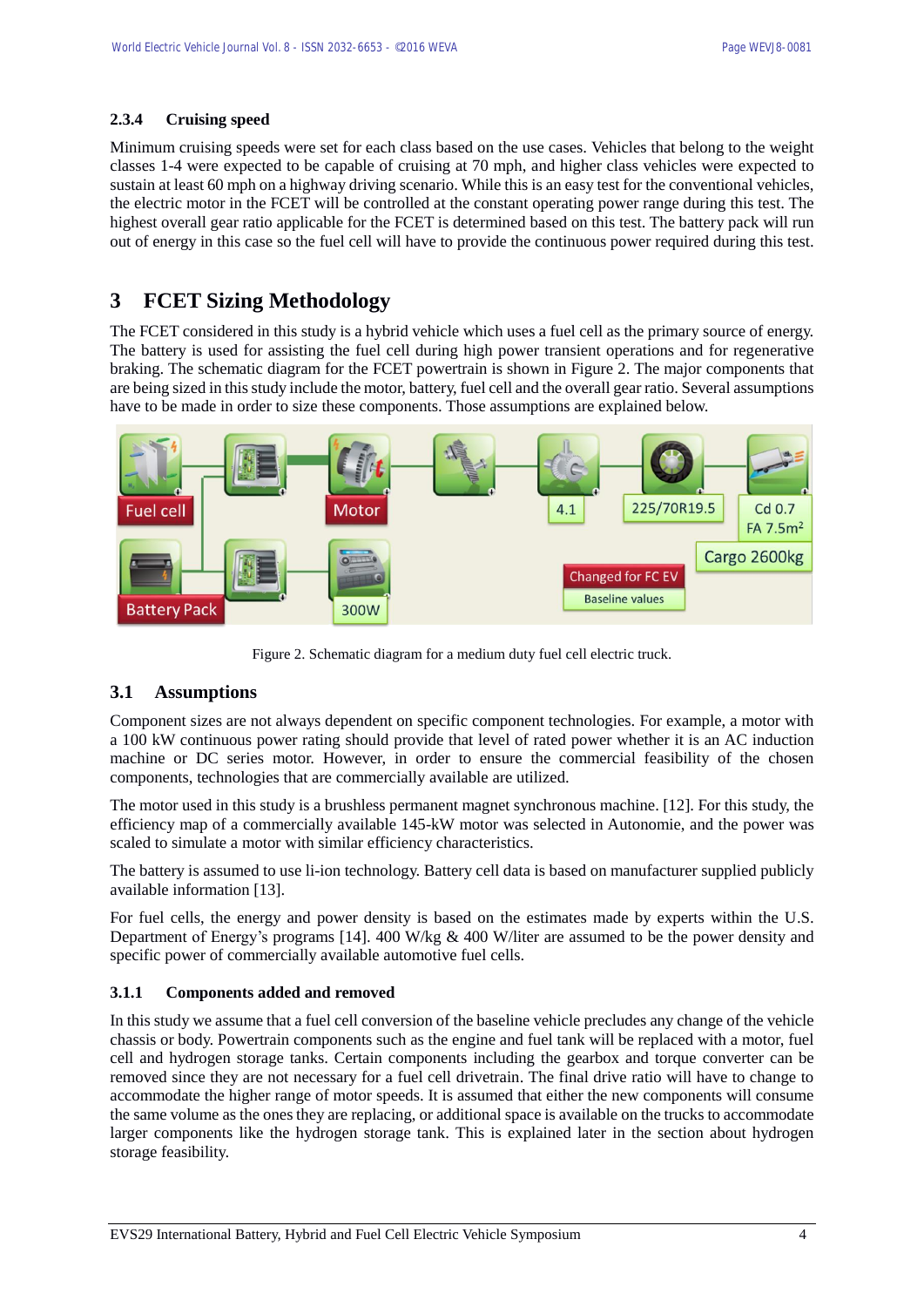### 2.3.4 Cruising speed

Minimum cruising speeds were set for each class based on the use cases. Vehicles that belong to the weight classes 1-4 were expected to be capable of cruising at 70 mph, and higher class vehicles were expected to sustain at least 60 mph on a highway driving scenario. While this is an easy test for the conventional vehicles, the electric motor in the FCET will be controlled at the constant operating power range during this test. The highest overall gear ratio applicable for the FCET is determined based on this test. The battery pack will run out of energy in this case so the fuel cell will have to provide the continuous power required during this test.

# 3 FCET Sizing Methodology

The FCET considered in this study is a hybrid vehicle which uses a fuel cell as the primary source of energy. The battery is used for assisting the fuel cell during high power transient operations and for regenerative braking. The schematic diagram for the FCET powertrain is shown in Figure 2. The major components that are being sized in this study include the motor, battery, fuel cell and the overall gear ratio. Several assumptions have to be made in order to size these components. Those assumptions are explained below.

Figure 2. Schematic diagram for a medium duty fuel cell electric truck.

## 3.1 Assumptions

Component sizes are not always dependent on specific component technologies. For example, a motor with a 100 kW continuous power rating should provide that level of rated power whether it is an AC induction machine or DC series motor. However, in order to ensure the commercial feasibility of the chosen components, technologies that are commercially available are utilized.

The motor used in this study is a brushless permanent magnet synchronous machine. [12]. For this study, the efficiency map of a commercially available 145-kW motor was selected in Autonomie, and the power was scaled to simulate a motor with similar efficiency characteristics.

The battery is assumed to use li-ion technology. Battery cell data is based on manufacturer supplied publicly available information [13].

For fuel cells, the energy and power density is based on the estimates made by experts within the U.S. Department of Energy's programs [14]. 400 W/kg & 400 W/liter are assumed to be the power density and specific power of commercially available automotive fuel cells.

### 3.1.1 Components added and removed

In this study we assume that a fuel cell conversion of the baseline vehicle precludes any change of the vehicle chassis or body. Powertrain components such as the engine and fuel tank will be replaced with a motor, fuel cell and hydrogen storage tanks. Certain components including the gearbox and torque converter can be removed since they are not necessary for a fuel cell drivetrain. The final drive ratio will have to change to accommodate the higher range of motor speeds. It is assumed that either the new components will consume the same volume as the ones they are replacing, or additional space is available on the trucks to accommodate larger components like the hydrogen storage tank. This is explained later in the section about hydrogen storage feasibility.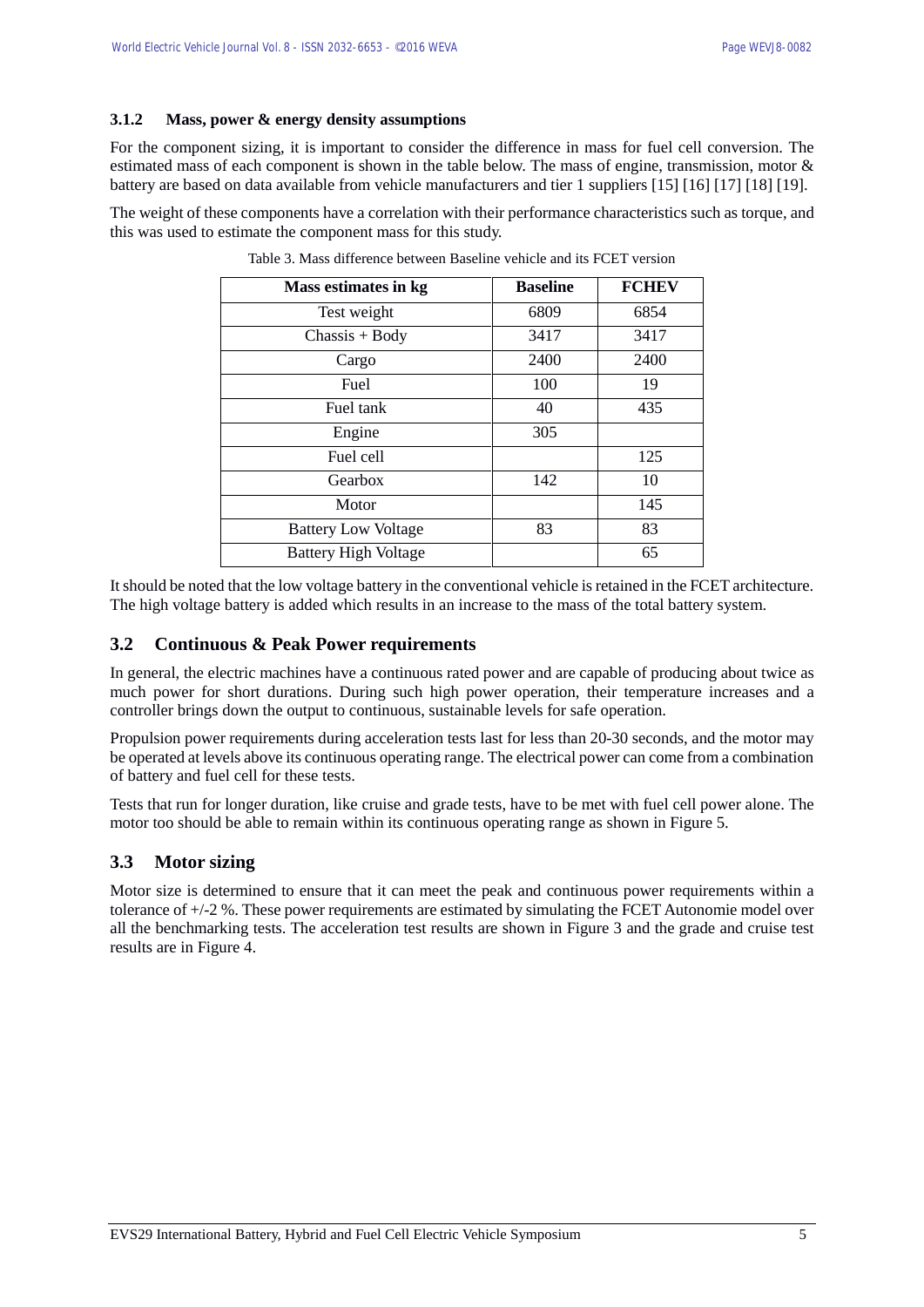### 3.1.2 Mass, power & energy density assumptions

For the component sizing, it is important to consider the difference in mass for fuel cell conversion. The estimated mass of each component is shown in the table below. The mass of engine, transmission, motor & battery are based on data available from vehicle manufacturers and tier 1 suppliers [15] [16] [17] [18] [19].

The weight of these components have a correlation with their performance characteristics such as torque, and this was used to estimate the component mass for this study.

Table 3. Mass difference between Baseline vehicle and its FCET version

| Mass estimates in kg | Baseline | FCHEV |
|---|---|---|
| Test weight | 6809 | 6854 |
| Chassis + Body | 3417 | 3417 |
| Cargo | 2400 | 2400 |
| Fuel | 100 | 19 |
| Fuel tank | 40 | 435 |
| Engine | 305 | |
| Fuel cell | | 125 |
| Gearbox | 142 | 10 |
| Motor | | 145 |
| Battery Low Voltage | 83 | 83 |
| Battery High Voltage | | 65 |

It should be noted that the low voltage battery in the conventional vehicle is retained in the FCET architecture. The high voltage battery is added which results in an increase to the mass of the total battery system.

## 3.2 Continuous & Peak Power requirements

In general, the electric machines have a continuous rated power and are capable of producing about twice as much power for short durations. During such high power operation, their temperature increases and a controller brings down the output to continuous, sustainable levels for safe operation.

Propulsion power requirements during acceleration tests last for less than 20-30 seconds, and the motor may be operated at levels above its continuous operating range. The electrical power can come from a combination of battery and fuel cell for these tests.

Tests that run for longer duration, like cruise and grade tests, have to be met with fuel cell power alone. The motor too should be able to remain within its continuous operating range as shown in Figure 5.

## 3.3 Motor sizing

Motor size is determined to ensure that it can meet the peak and continuous power requirements within a tolerance of +/-2 %. These power requirements are estimated by simulating the FCET Autonomie model over all the benchmarking tests. The acceleration test results are shown in Figure 3 and the grade and cruise test results are in Figure 4.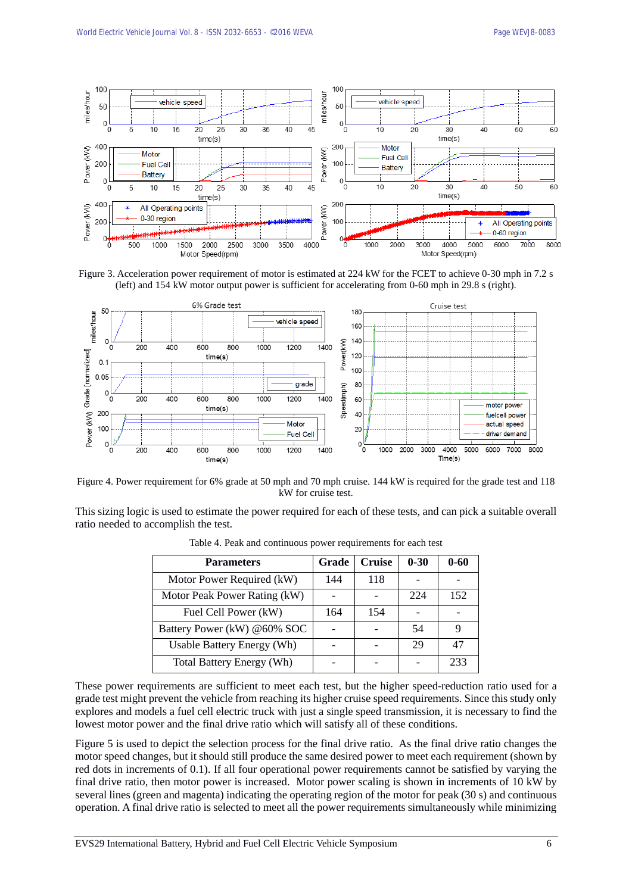Figure 3. Acceleration power requirement of motor is estimated at 224 kW for the FCET to achieve 0-30 mph in 7.2 s (left) and 154 kW motor output power is sufficient for accelerating from 0-60 mph in 29.8 s (right).

Figure 4. Power requirement for 6% grade at 50 mph and 70 mph cruise. 144 kW is required for the grade test and 118 kW for cruise test.

This sizing logic is used to estimate the power required for each of these tests, and can pick a suitable overall ratio needed to accomplish the test.

Table 4. Peak and continuous power requirements for each test

| Parameters | Grade | Cruise | 0-30 | 0-60 |
|---|---|---|---|---|
| Motor Power Required (kW) | 144 | 118 | - | - |
| Motor Peak Power Rating (kW) | - | - | 224 | 152 |
| Fuel Cell Power (kW) | 164 | 154 | - | - |
| Battery Power (kW) @60% SOC | - | - | 54 | 9 |
| Usable Battery Energy (Wh) | - | - | 29 | 47 |
| Total Battery Energy (Wh) | - | - | - | 233 |

These power requirements are sufficient to meet each test, but the higher speed-reduction ratio used for a grade test might prevent the vehicle from reaching its higher cruise speed requirements. Since this study only explores and models a fuel cell electric truck with just a single speed transmission, it is necessary to find the lowest motor power and the final drive ratio which will satisfy all of these conditions.

Figure 5 is used to depict the selection process for the final drive ratio. As the final drive ratio changes the motor speed changes, but it should still produce the same desired power to meet each requirement (shown by red dots in increments of 0.1). If all four operational power requirements cannot be satisfied by varying the final drive ratio, then motor power is increased. Motor power scaling is shown in increments of 10 kW by several lines (green and magenta) indicating the operating region of the motor for peak (30 s) and continuous operation. A final drive ratio is selected to meet all the power requirements simultaneously while minimizing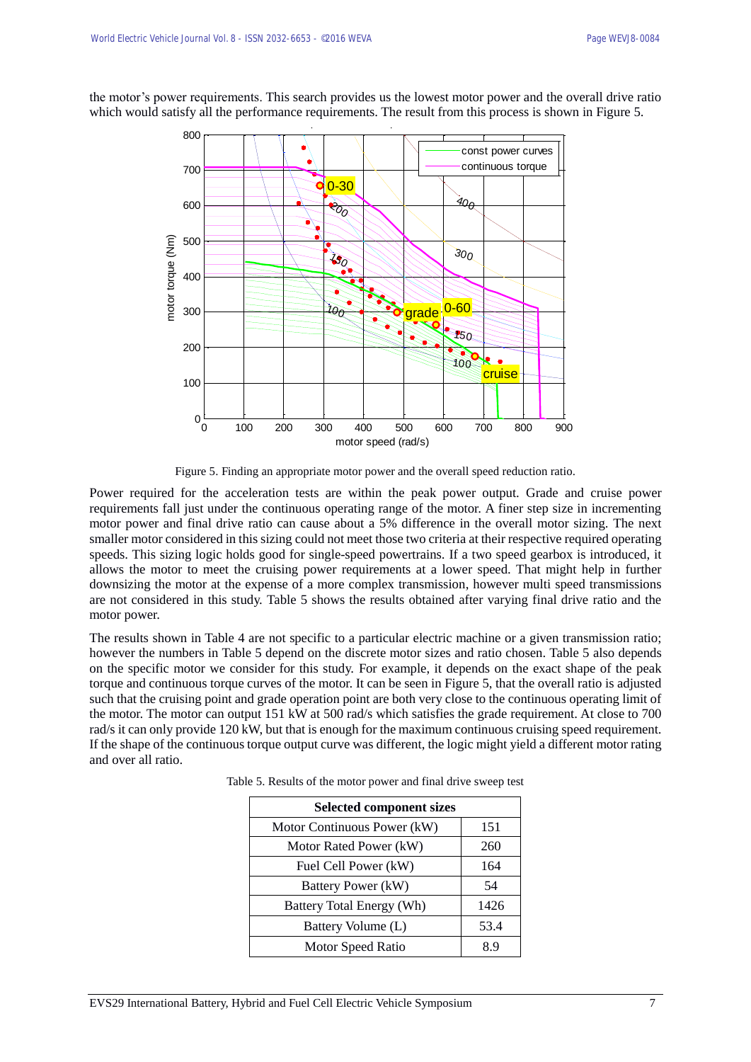the motor's power requirements. This search provides us the lowest motor power and the overall drive ratio which would satisfy all the performance requirements. The result from this process is shown in Figure 5.

Figure 5. Finding an appropriate motor power and the overall speed reduction ratio.

Power required for the acceleration tests are within the peak power output. Grade and cruise power requirements fall just under the continuous operating range of the motor. A finer step size in incrementing motor power and final drive ratio can cause about a 5% difference in the overall motor sizing. The next smaller motor considered in this sizing could not meet those two criteria at their respective required operating speeds. This sizing logic holds good for single-speed powertrains. If a two speed gearbox is introduced, it allows the motor to meet the cruising power requirements at a lower speed. That might help in further downsizing the motor at the expense of a more complex transmission, however multi speed transmissions are not considered in this study. Table 5 shows the results obtained after varying final drive ratio and the motor power.

The results shown in Table 4 are not specific to a particular electric machine or a given transmission ratio; however the numbers in Table 5 depend on the discrete motor sizes and ratio chosen. Table 5 also depends on the specific motor we consider for this study. For example, it depends on the exact shape of the peak torque and continuous torque curves of the motor. It can be seen in Figure 5, that the overall ratio is adjusted such that the cruising point and grade operation point are both very close to the continuous operating limit of the motor. The motor can output 151 kW at 500 rad/s which satisfies the grade requirement. At close to 700 rad/s it can only provide 120 kW, but that is enough for the maximum continuous cruising speed requirement. If the shape of the continuous torque output curve was different, the logic might yield a different motor rating and over all ratio.

Table 5. Results of the motor power and final drive sweep test

| Selected component sizes | |
|---|---|
| Motor Continuous Power (kW) | 151 |
| Motor Rated Power (kW) | 260 |
| Fuel Cell Power (kW) | 164 |
| Battery Power (kW) | 54 |
| Battery Total Energy (Wh) | 1426 |
| Battery Volume (L) | 53.4 |
| Motor Speed Ratio | 8.9 |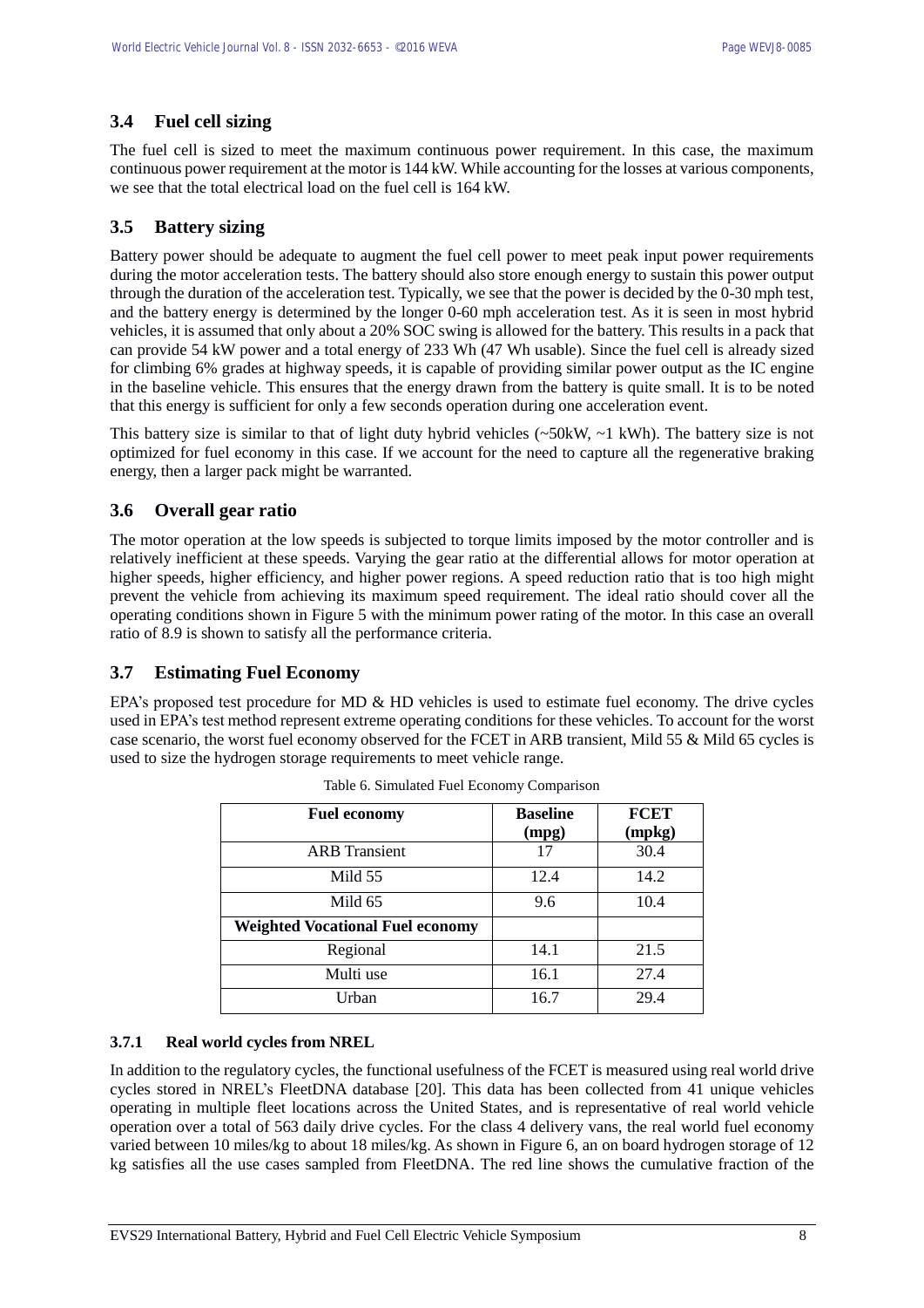### 3.4 Fuel cell sizing

The fuel cell is sized to meet the maximum continuous power requirement. In this case, the maximum continuous power requirement at the motor is 144 kW. While accounting for the losses at various components, we see that the total electrical load on the fuel cell is 164 kW.

### 3.5 Battery sizing

Battery power should be adequate to augment the fuel cell power to meet peak input power requirements during the motor acceleration tests. The battery should also store enough energy to sustain this power output through the duration of the acceleration test. Typically, we see that the power is decided by the 0-30 mph test, and the battery energy is determined by the longer 0-60 mph acceleration test. As it is seen in most hybrid vehicles, it is assumed that only about a 20% SOC swing is allowed for the battery. This results in a pack that can provide 54 kW power and a total energy of 233 Wh (47 Wh usable). Since the fuel cell is already sized for climbing 6% grades at highway speeds, it is capable of providing similar power output as the IC engine in the baseline vehicle. This ensures that the energy drawn from the battery is quite small. It is to be noted that this energy is sufficient for only a few seconds operation during one acceleration event.

This battery size is similar to that of light duty hybrid vehicles (~50kW, ~1 kWh). The battery size is not optimized for fuel economy in this case. If we account for the need to capture all the regenerative braking energy, then a larger pack might be warranted.

### 3.6 Overall gear ratio

The motor operation at the low speeds is subjected to torque limits imposed by the motor controller and is relatively inefficient at these speeds. Varying the gear ratio at the differential allows for motor operation at higher speeds, higher efficiency, and higher power regions. A speed reduction ratio that is too high might prevent the vehicle from achieving its maximum speed requirement. The ideal ratio should cover all the operating conditions shown in Figure 5 with the minimum power rating of the motor. In this case an overall ratio of 8.9 is shown to satisfy all the performance criteria.

### 3.7 Estimating Fuel Economy

EPA's proposed test procedure for MD & HD vehicles is used to estimate fuel economy. The drive cycles used in EPA's test method represent extreme operating conditions for these vehicles. To account for the worst case scenario, the worst fuel economy observed for the FCET in ARB transient, Mild 55 & Mild 65 cycles is used to size the hydrogen storage requirements to meet vehicle range.

Table 6. Simulated Fuel Economy Comparison

| Fuel economy | Baseline (mpg) | FCET (mpkg) |
|---|---|---|
| ARB Transient | 17 | 30.4 |
| Mild 55 | 12.4 | 14.2 |
| Mild 65 | 9.6 | 10.4 |
| **Weighted Vocational Fuel economy** | | |
| Regional | 14.1 | 21.5 |
| Multi use | 16.1 | 27.4 |
| Urban | 16.7 | 29.4 |

#### 3.7.1 Real world cycles from NREL

In addition to the regulatory cycles, the functional usefulness of the FCET is measured using real world drive cycles stored in NREL's FleetDNA database [20]. This data has been collected from 41 unique vehicles operating in multiple fleet locations across the United States, and is representative of real world vehicle operation over a total of 563 daily drive cycles. For the class 4 delivery vans, the real world fuel economy varied between 10 miles/kg to about 18 miles/kg. As shown in Figure 6, an on board hydrogen storage of 12 kg satisfies all the use cases sampled from FleetDNA. The red line shows the cumulative fraction of the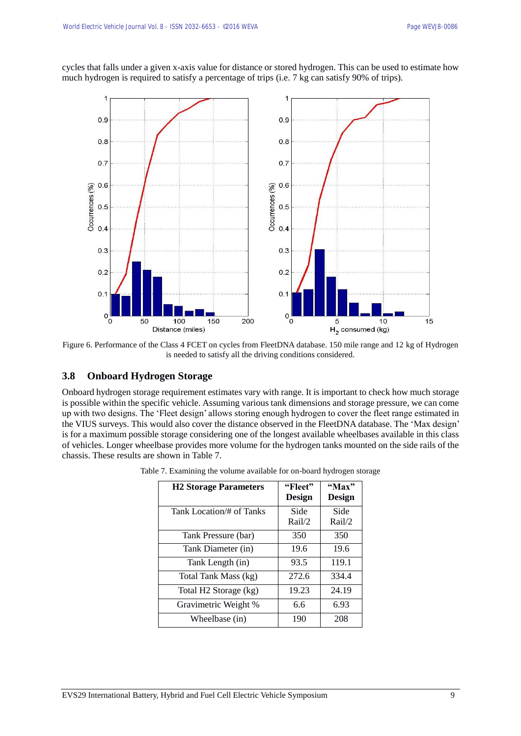cycles that falls under a given x-axis value for distance or stored hydrogen. This can be used to estimate how much hydrogen is required to satisfy a percentage of trips (i.e. 7 kg can satisfy 90% of trips).

Figure 6. Performance of the Class 4 FCET on cycles from FleetDNA database. 150 mile range and 12 kg of Hydrogen is needed to satisfy all the driving conditions considered.

## 3.8 Onboard Hydrogen Storage

Onboard hydrogen storage requirement estimates vary with range. It is important to check how much storage is possible within the specific vehicle. Assuming various tank dimensions and storage pressure, we can come up with two designs. The 'Fleet design' allows storing enough hydrogen to cover the fleet range estimated in the VIUS surveys. This would also cover the distance observed in the FleetDNA database. The 'Max design' is for a maximum possible storage considering one of the longest available wheelbases available in this class of vehicles. Longer wheelbase provides more volume for the hydrogen tanks mounted on the side rails of the chassis. These results are shown in Table 7.

Table 7. Examining the volume available for on-board hydrogen storage

| H2 Storage Parameters | "Fleet" Design | "Max" Design |
|---|---|---|
| Tank Location/# of Tanks | Side Rail/2 | Side Rail/2 |
| Tank Pressure (bar) | 350 | 350 |
| Tank Diameter (in) | 19.6 | 19.6 |
| Tank Length (in) | 93.5 | 119.1 |
| Total Tank Mass (kg) | 272.6 | 334.4 |
| Total H2 Storage (kg) | 19.23 | 24.19 |
| Gravimetric Weight % | 6.6 | 6.93 |
| Wheelbase (in) | 190 | 208 |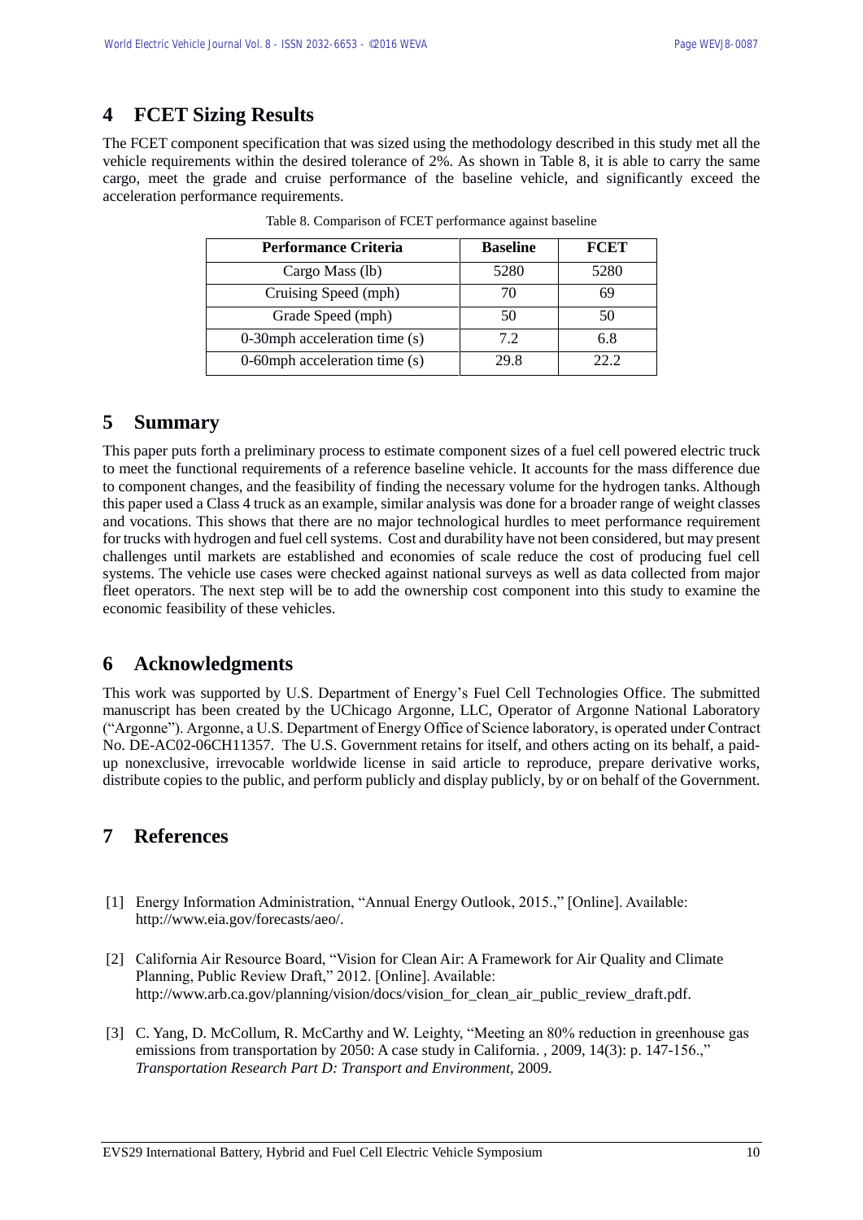# 4 FCET Sizing Results

The FCET component specification that was sized using the methodology described in this study met all the vehicle requirements within the desired tolerance of 2%. As shown in Table 8, it is able to carry the same cargo, meet the grade and cruise performance of the baseline vehicle, and significantly exceed the acceleration performance requirements.

Table 8. Comparison of FCET performance against baseline

| Performance Criteria | Baseline | FCET |
|---|---|---|
| Cargo Mass (lb) | 5280 | 5280 |
| Cruising Speed (mph) | 70 | 69 |
| Grade Speed (mph) | 50 | 50 |
| 0-30mph acceleration time (s) | 7.2 | 6.8 |
| 0-60mph acceleration time (s) | 29.8 | 22.2 |

# 5 Summary

This paper puts forth a preliminary process to estimate component sizes of a fuel cell powered electric truck to meet the functional requirements of a reference baseline vehicle. It accounts for the mass difference due to component changes, and the feasibility of finding the necessary volume for the hydrogen tanks. Although this paper used a Class 4 truck as an example, similar analysis was done for a broader range of weight classes and vocations. This shows that there are no major technological hurdles to meet performance requirement for trucks with hydrogen and fuel cell systems. Cost and durability have not been considered, but may present challenges until markets are established and economies of scale reduce the cost of producing fuel cell systems. The vehicle use cases were checked against national surveys as well as data collected from major fleet operators. The next step will be to add the ownership cost component into this study to examine the economic feasibility of these vehicles.

# 6 Acknowledgments

This work was supported by U.S. Department of Energy's Fuel Cell Technologies Office. The submitted manuscript has been created by the UChicago Argonne, LLC, Operator of Argonne National Laboratory ("Argonne"). Argonne, a U.S. Department of Energy Office of Science laboratory, is operated under Contract No. DE-AC02-06CH11357. The U.S. Government retains for itself, and others acting on its behalf, a paid-up nonexclusive, irrevocable worldwide license in said article to reproduce, prepare derivative works, distribute copies to the public, and perform publicly and display publicly, by or on behalf of the Government.

# 7 References

[1] Energy Information Administration, "Annual Energy Outlook, 2015.," [Online]. Available: http://www.eia.gov/forecasts/aeo/.

[2] California Air Resource Board, "Vision for Clean Air: A Framework for Air Quality and Climate Planning, Public Review Draft," 2012. [Online]. Available: http://www.arb.ca.gov/planning/vision/docs/vision_for_clean_air_public_review_draft.pdf.

[3] C. Yang, D. McCollum, R. McCarthy and W. Leighty, "Meeting an 80% reduction in greenhouse gas emissions from transportation by 2050: A case study in California. , 2009, 14(3): p. 147-156.," *Transportation Research Part D: Transport and Environment*, 2009.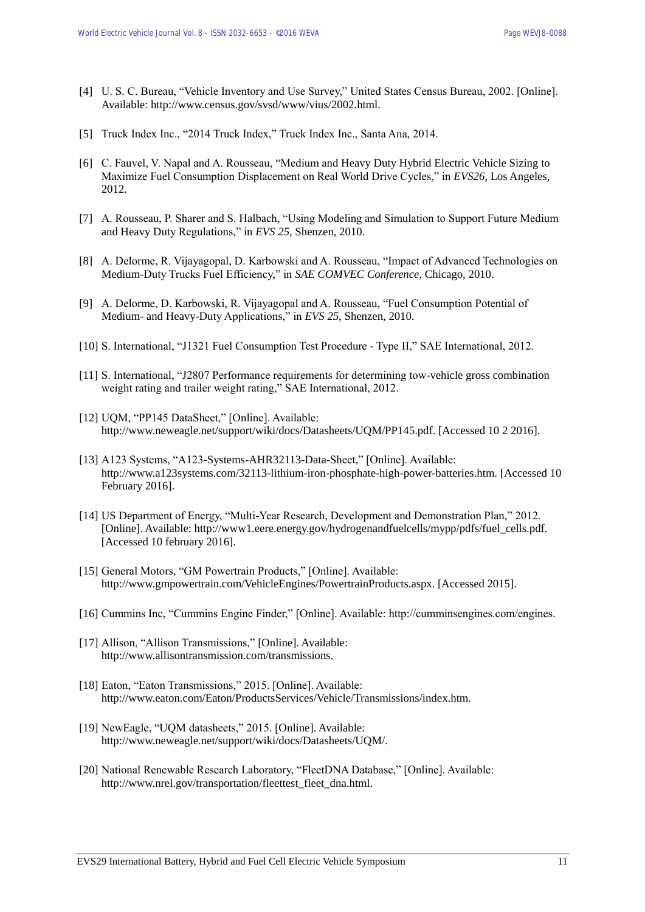[4] U. S. C. Bureau, "Vehicle Inventory and Use Survey," United States Census Bureau, 2002. [Online]. Available: http://www.census.gov/svsd/www/vius/2002.html.

[5] Truck Index Inc., "2014 Truck Index," Truck Index Inc., Santa Ana, 2014.

[6] C. Fauvel, V. Napal and A. Rousseau, "Medium and Heavy Duty Hybrid Electric Vehicle Sizing to Maximize Fuel Consumption Displacement on Real World Drive Cycles," in *EVS26*, Los Angeles, 2012.

[7] A. Rousseau, P. Sharer and S. Halbach, "Using Modeling and Simulation to Support Future Medium and Heavy Duty Regulations," in *EVS 25*, Shenzen, 2010.

[8] A. Delorme, R. Vijayagopal, D. Karbowski and A. Rousseau, "Impact of Advanced Technologies on Medium-Duty Trucks Fuel Efficiency," in *SAE COMVEC Conference*, Chicago, 2010.

[9] A. Delorme, D. Karbowski, R. Vijayagopal and A. Rousseau, "Fuel Consumption Potential of Medium- and Heavy-Duty Applications," in *EVS 25*, Shenzen, 2010.

[10] S. International, "J1321 Fuel Consumption Test Procedure - Type II," SAE International, 2012.

[11] S. International, "J2807 Performance requirements for determining tow-vehicle gross combination weight rating and trailer weight rating," SAE International, 2012.

[12] UQM, "PP145 DataSheet," [Online]. Available: http://www.neweagle.net/support/wiki/docs/Datasheets/UQM/PP145.pdf. [Accessed 10 2 2016].

[13] A123 Systems, "A123-Systems-AHR32113-Data-Sheet," [Online]. Available: http://www.a123systems.com/32113-lithium-iron-phosphate-high-power-batteries.htm. [Accessed 10 February 2016].

[14] US Department of Energy, "Multi-Year Research, Development and Demonstration Plan," 2012. [Online]. Available: http://www1.eere.energy.gov/hydrogenandfuelcells/mypp/pdfs/fuel_cells.pdf. [Accessed 10 february 2016].

[15] General Motors, "GM Powertrain Products," [Online]. Available: http://www.gmpowertrain.com/VehicleEngines/PowertrainProducts.aspx. [Accessed 2015].

[16] Cummins Inc, "Cummins Engine Finder," [Online]. Available: http://cumminsengines.com/engines.

[17] Allison, "Allison Transmissions," [Online]. Available: http://www.allisontransmission.com/transmissions.

[18] Eaton, "Eaton Transmissions," 2015. [Online]. Available: http://www.eaton.com/Eaton/ProductsServices/Vehicle/Transmissions/index.htm.

[19] NewEagle, "UQM datasheets," 2015. [Online]. Available: http://www.neweagle.net/support/wiki/docs/Datasheets/UQM/.

[20] National Renewable Research Laboratory, "FleetDNA Database," [Online]. Available: http://www.nrel.gov/transportation/fleettest_fleet_dna.html.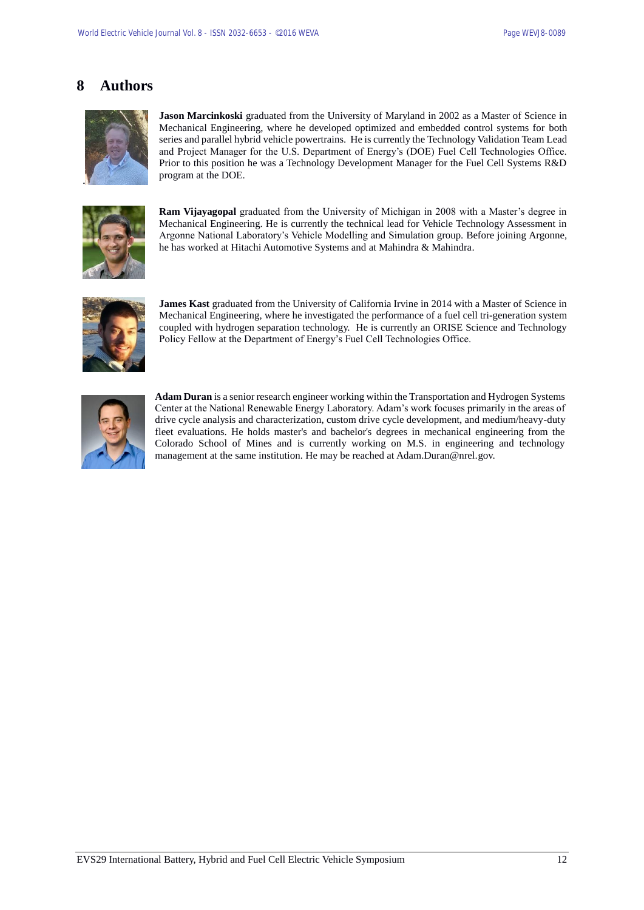# 8 Authors

**Jason Marcinkoski** graduated from the University of Maryland in 2002 as a Master of Science in Mechanical Engineering, where he developed optimized and embedded control systems for both series and parallel hybrid vehicle powertrains. He is currently the Technology Validation Team Lead and Project Manager for the U.S. Department of Energy's (DOE) Fuel Cell Technologies Office. Prior to this position he was a Technology Development Manager for the Fuel Cell Systems R&D program at the DOE.

**Ram Vijayagopal** graduated from the University of Michigan in 2008 with a Master's degree in Mechanical Engineering. He is currently the technical lead for Vehicle Technology Assessment in Argonne National Laboratory's Vehicle Modelling and Simulation group. Before joining Argonne, he has worked at Hitachi Automotive Systems and at Mahindra & Mahindra.

**James Kast** graduated from the University of California Irvine in 2014 with a Master of Science in Mechanical Engineering, where he investigated the performance of a fuel cell tri-generation system coupled with hydrogen separation technology. He is currently an ORISE Science and Technology Policy Fellow at the Department of Energy's Fuel Cell Technologies Office.

**Adam Duran** is a senior research engineer working within the Transportation and Hydrogen Systems Center at the National Renewable Energy Laboratory. Adam's work focuses primarily in the areas of drive cycle analysis and characterization, custom drive cycle development, and medium/heavy-duty fleet evaluations. He holds master's and bachelor's degrees in mechanical engineering from the Colorado School of Mines and is currently working on M.S. in engineering and technology management at the same institution. He may be reached at Adam.Duran@nrel.gov.